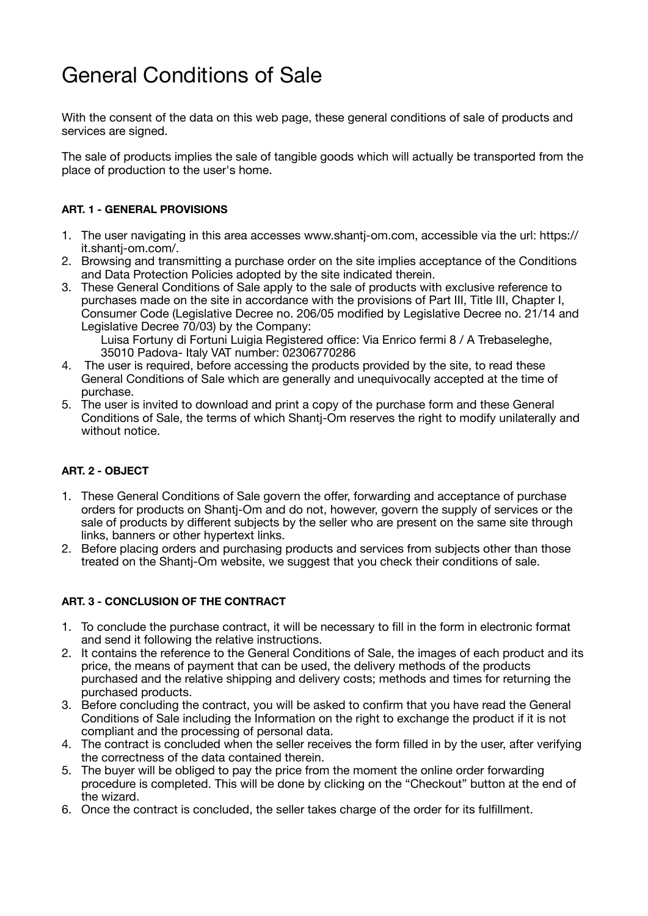# General Conditions of Sale

With the consent of the data on this web page, these general conditions of sale of products and services are signed.

The sale of products implies the sale of tangible goods which will actually be transported from the place of production to the user's home.

**ART. 1 - GENERAL PROVISIONS**

1. The user navigating in this area accesses www.shantj-om.com, accessible via the url: https://it.shantj-om.com/.
2. Browsing and transmitting a purchase order on the site implies acceptance of the Conditions and Data Protection Policies adopted by the site indicated therein.
3. These General Conditions of Sale apply to the sale of products with exclusive reference to purchases made on the site in accordance with the provisions of Part III, Title III, Chapter I, Consumer Code (Legislative Decree no. 206/05 modified by Legislative Decree no. 21/14 and Legislative Decree 70/03) by the Company:
   Luisa Fortuny di Fortuni Luigia Registered office: Via Enrico fermi 8 / A Trebaseleghe, 35010 Padova- Italy VAT number: 02306770286
4. The user is required, before accessing the products provided by the site, to read these General Conditions of Sale which are generally and unequivocally accepted at the time of purchase.
5. The user is invited to download and print a copy of the purchase form and these General Conditions of Sale, the terms of which Shantj-Om reserves the right to modify unilaterally and without notice.

**ART. 2 - OBJECT**

1. These General Conditions of Sale govern the offer, forwarding and acceptance of purchase orders for products on Shantj-Om and do not, however, govern the supply of services or the sale of products by different subjects by the seller who are present on the same site through links, banners or other hypertext links.
2. Before placing orders and purchasing products and services from subjects other than those treated on the Shantj-Om website, we suggest that you check their conditions of sale.

**ART. 3 - CONCLUSION OF THE CONTRACT**

1. To conclude the purchase contract, it will be necessary to fill in the form in electronic format and send it following the relative instructions.
2. It contains the reference to the General Conditions of Sale, the images of each product and its price, the means of payment that can be used, the delivery methods of the products purchased and the relative shipping and delivery costs; methods and times for returning the purchased products.
3. Before concluding the contract, you will be asked to confirm that you have read the General Conditions of Sale including the Information on the right to exchange the product if it is not compliant and the processing of personal data.
4. The contract is concluded when the seller receives the form filled in by the user, after verifying the correctness of the data contained therein.
5. The buyer will be obliged to pay the price from the moment the online order forwarding procedure is completed. This will be done by clicking on the “Checkout” button at the end of the wizard.
6. Once the contract is concluded, the seller takes charge of the order for its fulfillment.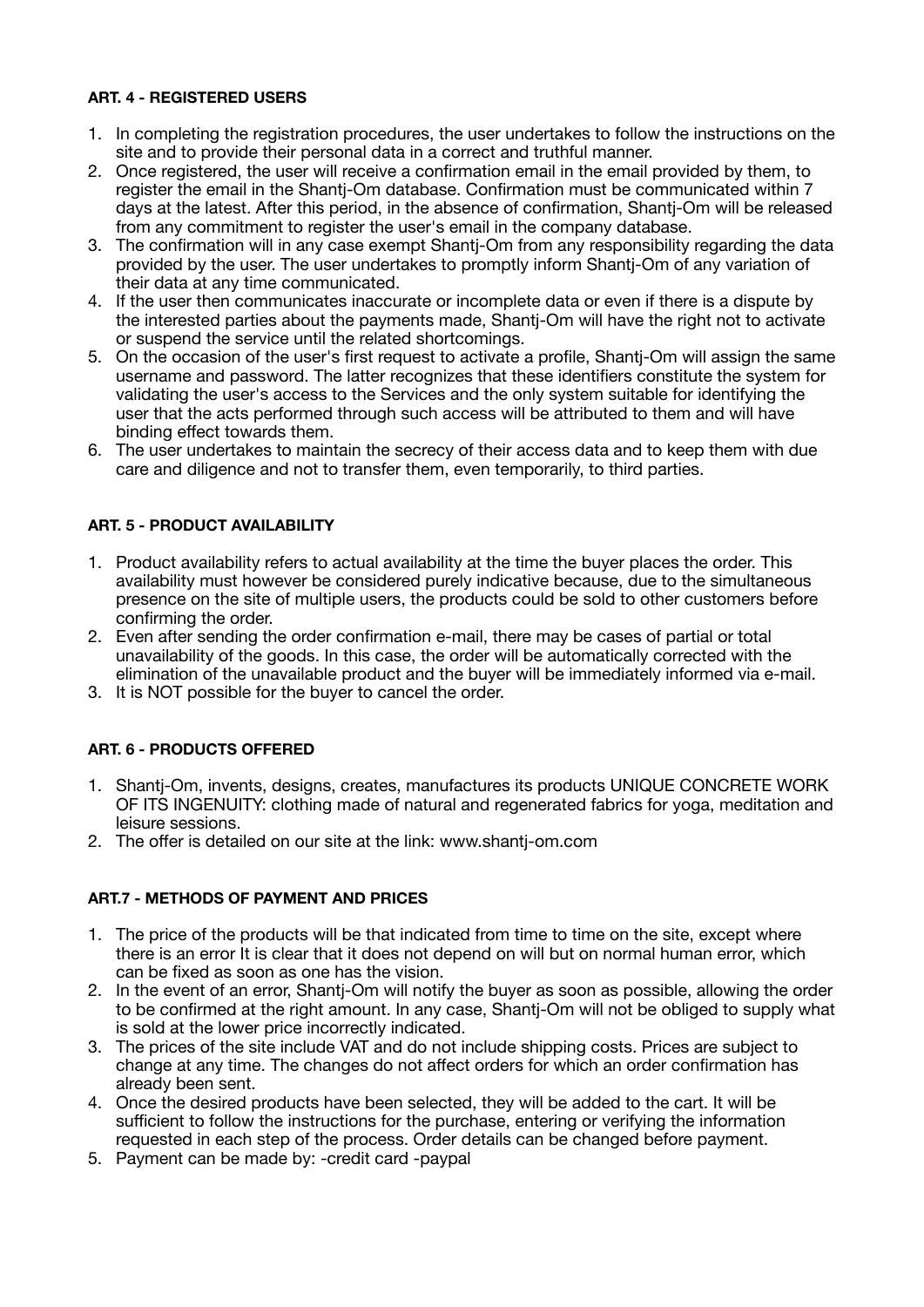**ART. 4 - REGISTERED USERS**

1. In completing the registration procedures, the user undertakes to follow the instructions on the site and to provide their personal data in a correct and truthful manner.
2. Once registered, the user will receive a confirmation email in the email provided by them, to register the email in the Shantj-Om database. Confirmation must be communicated within 7 days at the latest. After this period, in the absence of confirmation, Shantj-Om will be released from any commitment to register the user's email in the company database.
3. The confirmation will in any case exempt Shantj-Om from any responsibility regarding the data provided by the user. The user undertakes to promptly inform Shantj-Om of any variation of their data at any time communicated.
4. If the user then communicates inaccurate or incomplete data or even if there is a dispute by the interested parties about the payments made, Shantj-Om will have the right not to activate or suspend the service until the related shortcomings.
5. On the occasion of the user's first request to activate a profile, Shantj-Om will assign the same username and password. The latter recognizes that these identifiers constitute the system for validating the user's access to the Services and the only system suitable for identifying the user that the acts performed through such access will be attributed to them and will have binding effect towards them.
6. The user undertakes to maintain the secrecy of their access data and to keep them with due care and diligence and not to transfer them, even temporarily, to third parties.

**ART. 5 - PRODUCT AVAILABILITY**

1. Product availability refers to actual availability at the time the buyer places the order. This availability must however be considered purely indicative because, due to the simultaneous presence on the site of multiple users, the products could be sold to other customers before confirming the order.
2. Even after sending the order confirmation e-mail, there may be cases of partial or total unavailability of the goods. In this case, the order will be automatically corrected with the elimination of the unavailable product and the buyer will be immediately informed via e-mail.
3. It is NOT possible for the buyer to cancel the order.

**ART. 6 - PRODUCTS OFFERED**

1. Shantj-Om, invents, designs, creates, manufactures its products UNIQUE CONCRETE WORK OF ITS INGENUITY: clothing made of natural and regenerated fabrics for yoga, meditation and leisure sessions.
2. The offer is detailed on our site at the link: www.shantj-om.com

**ART.7 - METHODS OF PAYMENT AND PRICES**

1. The price of the products will be that indicated from time to time on the site, except where there is an error It is clear that it does not depend on will but on normal human error, which can be fixed as soon as one has the vision.
2. In the event of an error, Shantj-Om will notify the buyer as soon as possible, allowing the order to be confirmed at the right amount. In any case, Shantj-Om will not be obliged to supply what is sold at the lower price incorrectly indicated.
3. The prices of the site include VAT and do not include shipping costs. Prices are subject to change at any time. The changes do not affect orders for which an order confirmation has already been sent.
4. Once the desired products have been selected, they will be added to the cart. It will be sufficient to follow the instructions for the purchase, entering or verifying the information requested in each step of the process. Order details can be changed before payment.
5. Payment can be made by: -credit card -paypal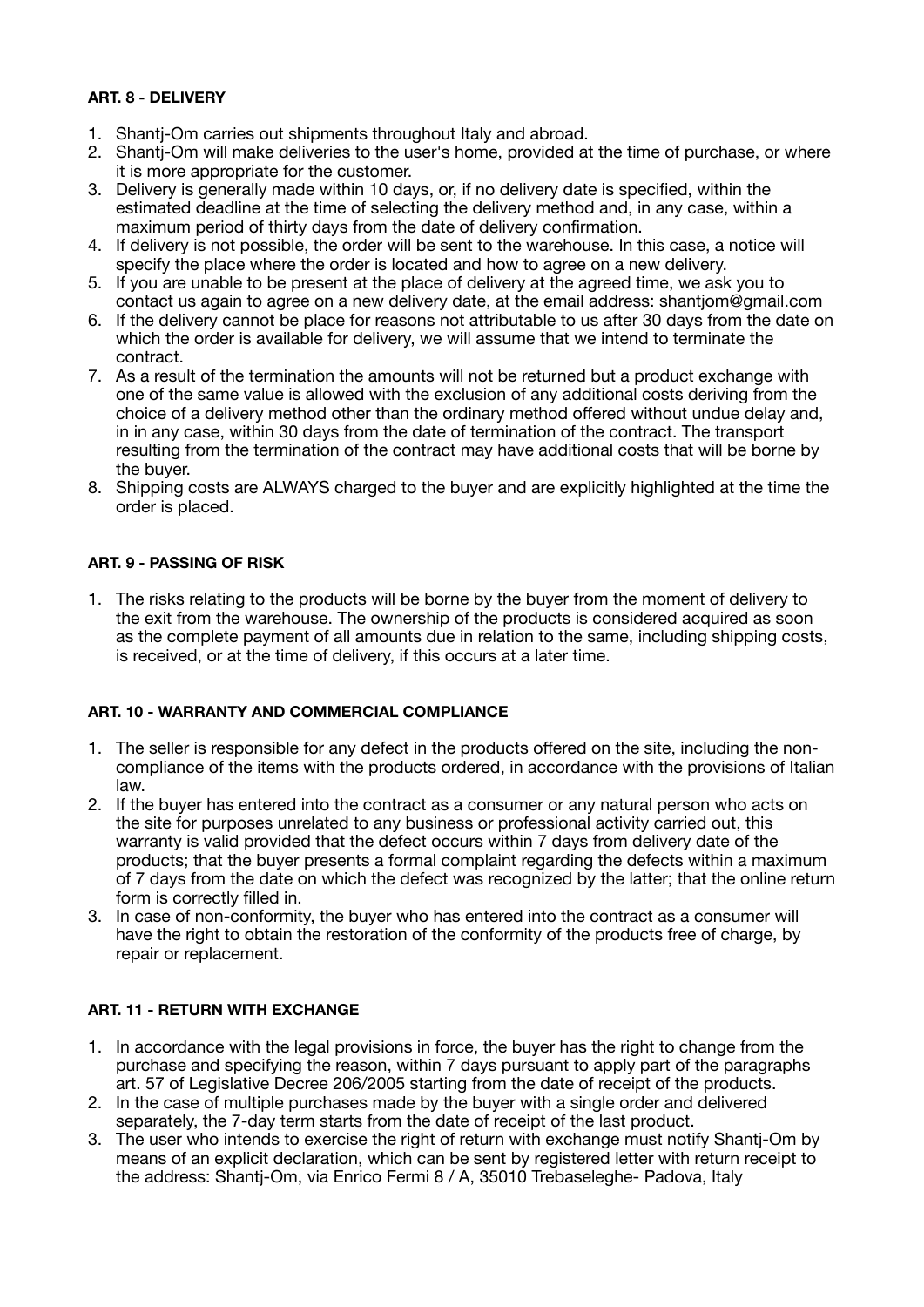**ART. 8 - DELIVERY**

1. Shantj-Om carries out shipments throughout Italy and abroad.
2. Shantj-Om will make deliveries to the user's home, provided at the time of purchase, or where it is more appropriate for the customer.
3. Delivery is generally made within 10 days, or, if no delivery date is specified, within the estimated deadline at the time of selecting the delivery method and, in any case, within a maximum period of thirty days from the date of delivery confirmation.
4. If delivery is not possible, the order will be sent to the warehouse. In this case, a notice will specify the place where the order is located and how to agree on a new delivery.
5. If you are unable to be present at the place of delivery at the agreed time, we ask you to contact us again to agree on a new delivery date, at the email address: shantjom@gmail.com
6. If the delivery cannot be place for reasons not attributable to us after 30 days from the date on which the order is available for delivery, we will assume that we intend to terminate the contract.
7. As a result of the termination the amounts will not be returned but a product exchange with one of the same value is allowed with the exclusion of any additional costs deriving from the choice of a delivery method other than the ordinary method offered without undue delay and, in in any case, within 30 days from the date of termination of the contract. The transport resulting from the termination of the contract may have additional costs that will be borne by the buyer.
8. Shipping costs are ALWAYS charged to the buyer and are explicitly highlighted at the time the order is placed.

**ART. 9 - PASSING OF RISK**

1. The risks relating to the products will be borne by the buyer from the moment of delivery to the exit from the warehouse. The ownership of the products is considered acquired as soon as the complete payment of all amounts due in relation to the same, including shipping costs, is received, or at the time of delivery, if this occurs at a later time.

**ART. 10 - WARRANTY AND COMMERCIAL COMPLIANCE**

1. The seller is responsible for any defect in the products offered on the site, including the non-compliance of the items with the products ordered, in accordance with the provisions of Italian law.
2. If the buyer has entered into the contract as a consumer or any natural person who acts on the site for purposes unrelated to any business or professional activity carried out, this warranty is valid provided that the defect occurs within 7 days from delivery date of the products; that the buyer presents a formal complaint regarding the defects within a maximum of 7 days from the date on which the defect was recognized by the latter; that the online return form is correctly filled in.
3. In case of non-conformity, the buyer who has entered into the contract as a consumer will have the right to obtain the restoration of the conformity of the products free of charge, by repair or replacement.

**ART. 11 - RETURN WITH EXCHANGE**

1. In accordance with the legal provisions in force, the buyer has the right to change from the purchase and specifying the reason, within 7 days pursuant to apply part of the paragraphs art. 57 of Legislative Decree 206/2005 starting from the date of receipt of the products.
2. In the case of multiple purchases made by the buyer with a single order and delivered separately, the 7-day term starts from the date of receipt of the last product.
3. The user who intends to exercise the right of return with exchange must notify Shantj-Om by means of an explicit declaration, which can be sent by registered letter with return receipt to the address: Shantj-Om, via Enrico Fermi 8 / A, 35010 Trebaseleghe- Padova, Italy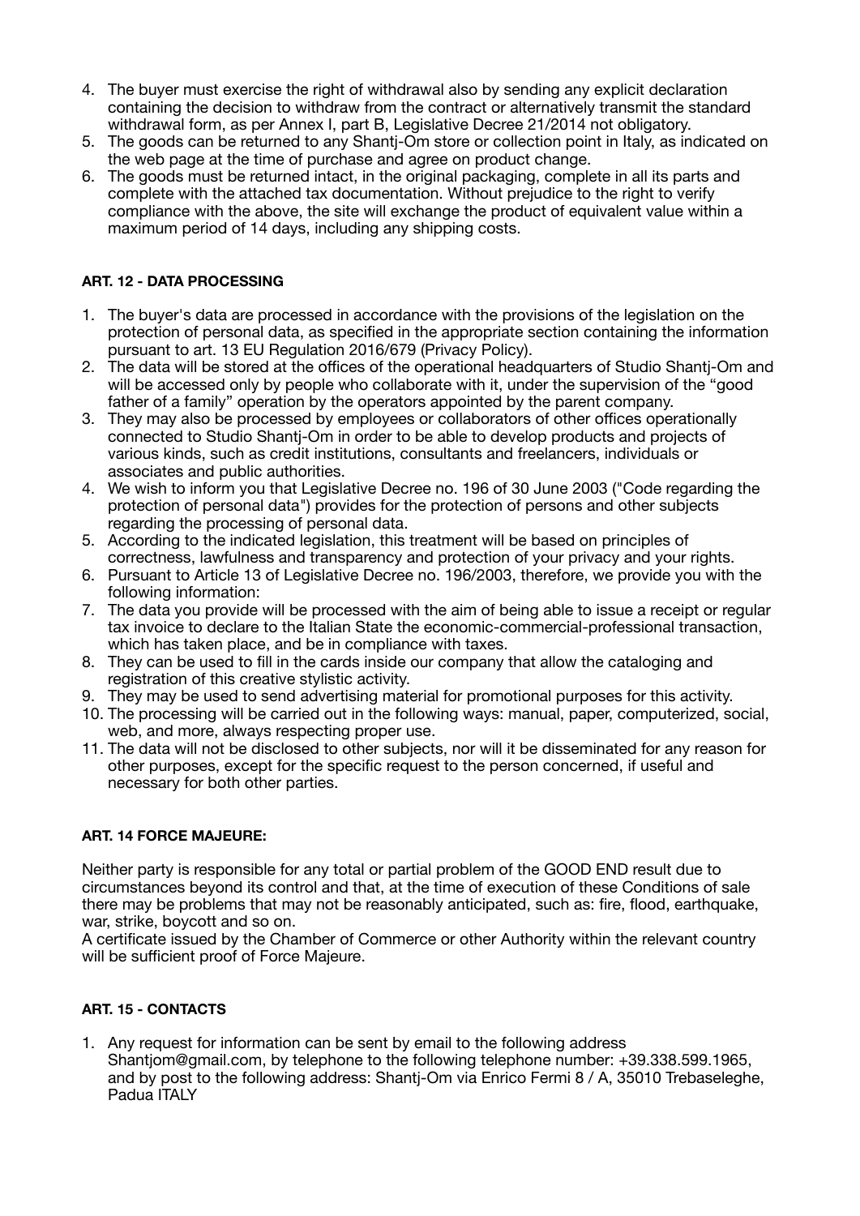4. The buyer must exercise the right of withdrawal also by sending any explicit declaration containing the decision to withdraw from the contract or alternatively transmit the standard withdrawal form, as per Annex I, part B, Legislative Decree 21/2014 not obligatory.
5. The goods can be returned to any Shantj-Om store or collection point in Italy, as indicated on the web page at the time of purchase and agree on product change.
6. The goods must be returned intact, in the original packaging, complete in all its parts and complete with the attached tax documentation. Without prejudice to the right to verify compliance with the above, the site will exchange the product of equivalent value within a maximum period of 14 days, including any shipping costs.

**ART. 12 - DATA PROCESSING**

1. The buyer's data are processed in accordance with the provisions of the legislation on the protection of personal data, as specified in the appropriate section containing the information pursuant to art. 13 EU Regulation 2016/679 (Privacy Policy).
2. The data will be stored at the offices of the operational headquarters of Studio Shantj-Om and will be accessed only by people who collaborate with it, under the supervision of the "good father of a family" operation by the operators appointed by the parent company.
3. They may also be processed by employees or collaborators of other offices operationally connected to Studio Shantj-Om in order to be able to develop products and projects of various kinds, such as credit institutions, consultants and freelancers, individuals or associates and public authorities.
4. We wish to inform you that Legislative Decree no. 196 of 30 June 2003 ("Code regarding the protection of personal data") provides for the protection of persons and other subjects regarding the processing of personal data.
5. According to the indicated legislation, this treatment will be based on principles of correctness, lawfulness and transparency and protection of your privacy and your rights.
6. Pursuant to Article 13 of Legislative Decree no. 196/2003, therefore, we provide you with the following information:
7. The data you provide will be processed with the aim of being able to issue a receipt or regular tax invoice to declare to the Italian State the economic-commercial-professional transaction, which has taken place, and be in compliance with taxes.
8. They can be used to fill in the cards inside our company that allow the cataloging and registration of this creative stylistic activity.
9. They may be used to send advertising material for promotional purposes for this activity.
10. The processing will be carried out in the following ways: manual, paper, computerized, social, web, and more, always respecting proper use.
11. The data will not be disclosed to other subjects, nor will it be disseminated for any reason for other purposes, except for the specific request to the person concerned, if useful and necessary for both other parties.

**ART. 14 FORCE MAJEURE:**

Neither party is responsible for any total or partial problem of the GOOD END result due to circumstances beyond its control and that, at the time of execution of these Conditions of sale there may be problems that may not be reasonably anticipated, such as: fire, flood, earthquake, war, strike, boycott and so on.
A certificate issued by the Chamber of Commerce or other Authority within the relevant country will be sufficient proof of Force Majeure.

**ART. 15 - CONTACTS**

1. Any request for information can be sent by email to the following address Shantjom@gmail.com, by telephone to the following telephone number: +39.338.599.1965, and by post to the following address: Shantj-Om via Enrico Fermi 8 / A, 35010 Trebaseleghe, Padua ITALY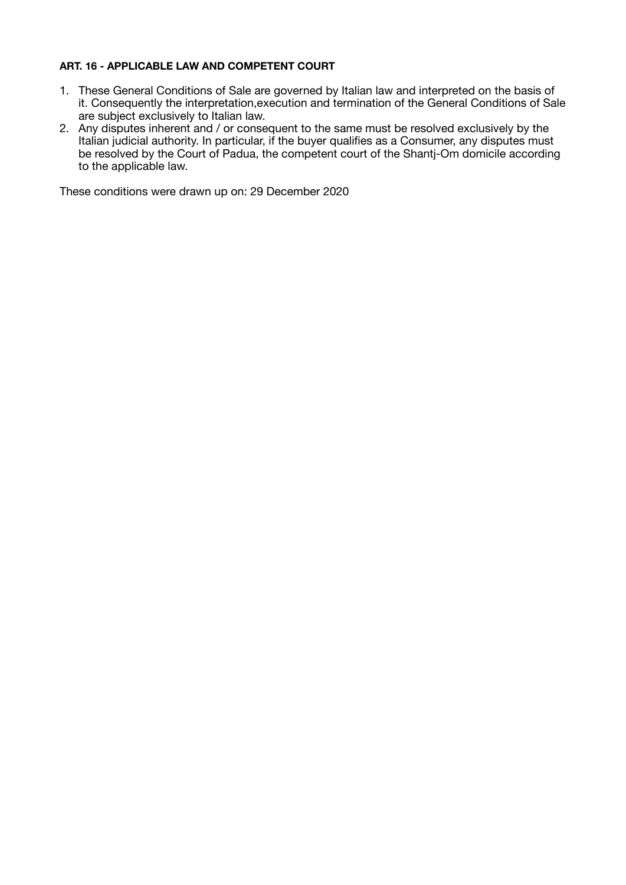**ART. 16 - APPLICABLE LAW AND COMPETENT COURT**

1. These General Conditions of Sale are governed by Italian law and interpreted on the basis of it. Consequently the interpretation,execution and termination of the General Conditions of Sale are subject exclusively to Italian law.
2. Any disputes inherent and / or consequent to the same must be resolved exclusively by the Italian judicial authority. In particular, if the buyer qualifies as a Consumer, any disputes must be resolved by the Court of Padua, the competent court of the Shantj-Om domicile according to the applicable law.

These conditions were drawn up on: 29 December 2020